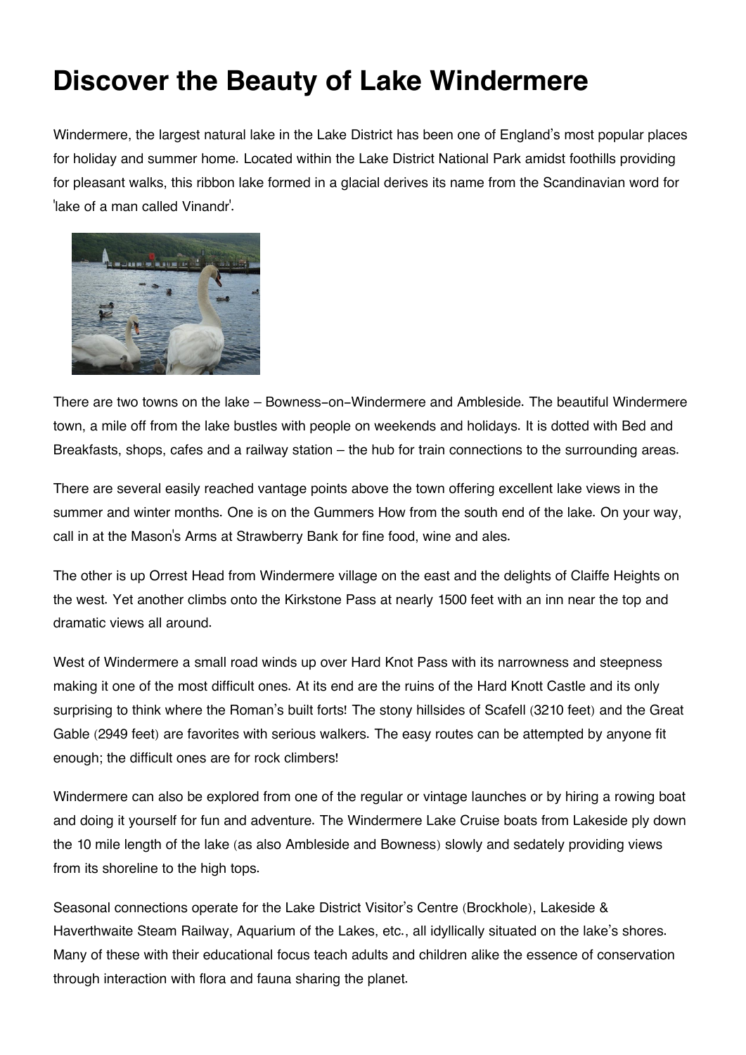# Discover the Beauty of Lake Windermere

Windermere, the largest natural lake in the Lake District has been one of England's most popular places for holiday and summer home. Located within the Lake District National Park amidst foothills providing for pleasant walks, this ribbon lake formed in a glacial derives its name from the Scandinavian word for 'lake of a man called Vinandr'.

There are two towns on the lake – Bowness-on-Windermere and Ambleside. The beautiful Windermere town, a mile off from the lake bustles with people on weekends and holidays. It is dotted with Bed and Breakfasts, shops, cafes and a railway station – the hub for train connections to the surrounding areas.

There are several easily reached vantage points above the town offering excellent lake views in the summer and winter months. One is on the Gummers How from the south end of the lake. On your way, call in at the Mason's Arms at Strawberry Bank for fine food, wine and ales.

The other is up Orrest Head from Windermere village on the east and the delights of Claiffe Heights on the west. Yet another climbs onto the Kirkstone Pass at nearly 1500 feet with an inn near the top and dramatic views all around.

West of Windermere a small road winds up over Hard Knot Pass with its narrowness and steepness making it one of the most difficult ones. At its end are the ruins of the Hard Knott Castle and its only surprising to think where the Roman's built forts! The stony hillsides of Scafell (3210 feet) and the Great Gable (2949 feet) are favorites with serious walkers. The easy routes can be attempted by anyone fit enough; the difficult ones are for rock climbers!

Windermere can also be explored from one of the regular or vintage launches or by hiring a rowing boat and doing it yourself for fun and adventure. The Windermere Lake Cruise boats from Lakeside ply down the 10 mile length of the lake (as also Ambleside and Bowness) slowly and sedately providing views from its shoreline to the high tops.

Seasonal connections operate for the Lake District Visitor's Centre (Brockhole), Lakeside & Haverthwaite Steam Railway, Aquarium of the Lakes, etc., all idyllically situated on the lake's shores. Many of these with their educational focus teach adults and children alike the essence of conservation through interaction with flora and fauna sharing the planet.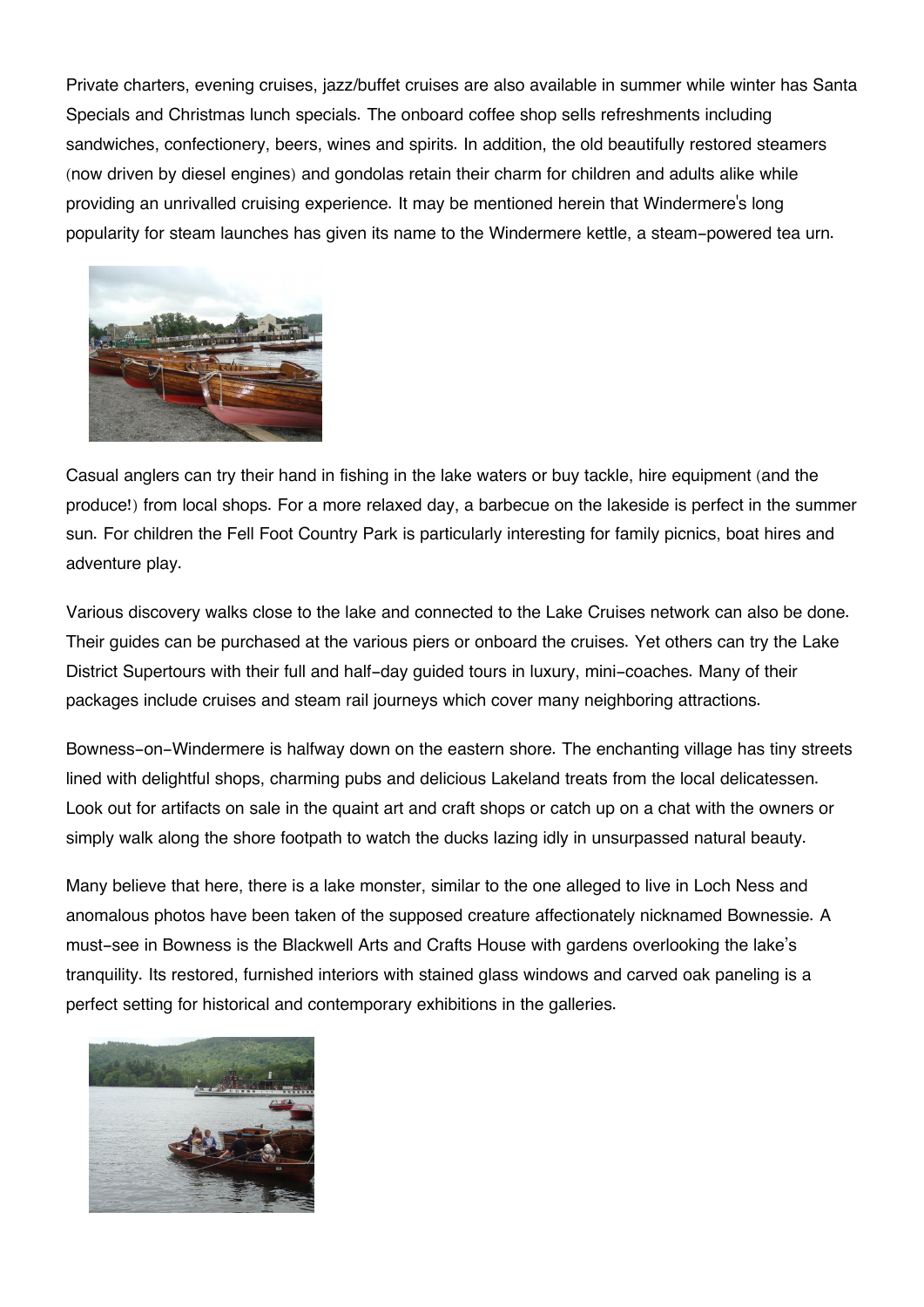Private charters, evening cruises, jazz/buffet cruises are also available in summer while winter has Santa Specials and Christmas lunch specials. The onboard coffee shop sells refreshments including sandwiches, confectionery, beers, wines and spirits. In addition, the old beautifully restored steamers (now driven by diesel engines) and gondolas retain their charm for children and adults alike while providing an unrivalled cruising experience. It may be mentioned herein that Windermere's long popularity for steam launches has given its name to the Windermere kettle, a steam-powered tea urn.

Casual anglers can try their hand in fishing in the lake waters or buy tackle, hire equipment (and the produce!) from local shops. For a more relaxed day, a barbecue on the lakeside is perfect in the summer sun. For children the Fell Foot Country Park is particularly interesting for family picnics, boat hires and adventure play.

Various discovery walks close to the lake and connected to the Lake Cruises network can also be done. Their guides can be purchased at the various piers or onboard the cruises. Yet others can try the Lake District Supertours with their full and half-day guided tours in luxury, mini-coaches. Many of their packages include cruises and steam rail journeys which cover many neighboring attractions.

Bowness-on-Windermere is halfway down on the eastern shore. The enchanting village has tiny streets lined with delightful shops, charming pubs and delicious Lakeland treats from the local delicatessen. Look out for artifacts on sale in the quaint art and craft shops or catch up on a chat with the owners or simply walk along the shore footpath to watch the ducks lazing idly in unsurpassed natural beauty.

Many believe that here, there is a lake monster, similar to the one alleged to live in Loch Ness and anomalous photos have been taken of the supposed creature affectionately nicknamed Bownessie. A must-see in Bowness is the Blackwell Arts and Crafts House with gardens overlooking the lake's tranquility. Its restored, furnished interiors with stained glass windows and carved oak paneling is a perfect setting for historical and contemporary exhibitions in the galleries.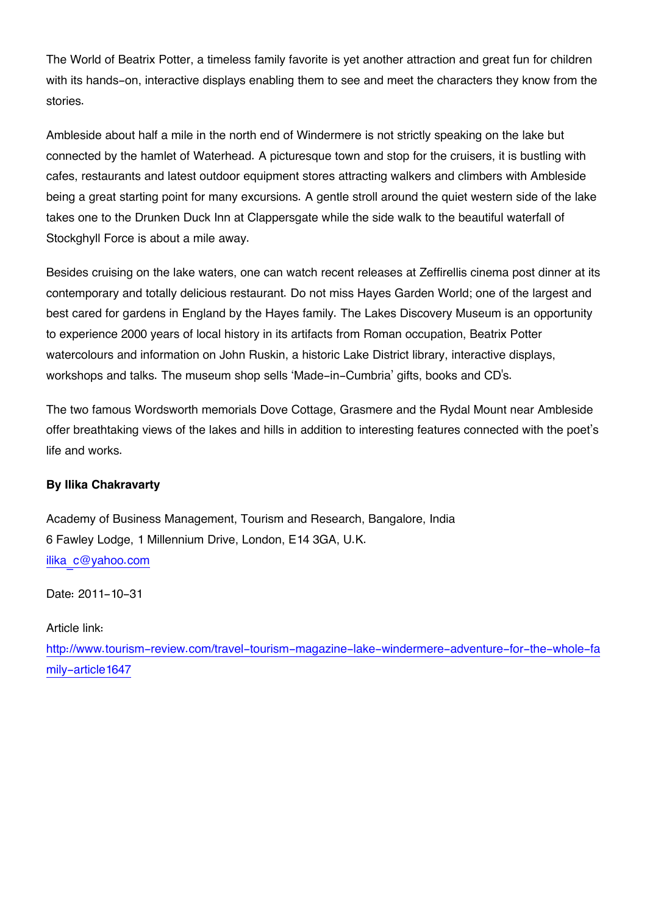The World of Beatrix Potter, a timeless family favorite is yet another attraction and great fun for children with its hands-on, interactive displays enabling them to see and meet the characters they know from the stories.

Ambleside about half a mile in the north end of Windermere is not strictly speaking on the lake but connected by the hamlet of Waterhead. A picturesque town and stop for the cruisers, it is bustling with cafes, restaurants and latest outdoor equipment stores attracting walkers and climbers with Ambleside being a great starting point for many excursions. A gentle stroll around the quiet western side of the lake takes one to the Drunken Duck Inn at Clappersgate while the side walk to the beautiful waterfall of Stockghyll Force is about a mile away.

Besides cruising on the lake waters, one can watch recent releases at Zeffirellis cinema post dinner at its contemporary and totally delicious restaurant. Do not miss Hayes Garden World; one of the largest and best cared for gardens in England by the Hayes family. The Lakes Discovery Museum is an opportunity to experience 2000 years of local history in its artifacts from Roman occupation, Beatrix Potter watercolours and information on John Ruskin, a historic Lake District library, interactive displays, workshops and talks. The museum shop sells 'Made-in-Cumbria' gifts, books and CD's.

The two famous Wordsworth memorials Dove Cottage, Grasmere and the Rydal Mount near Ambleside offer breathtaking views of the lakes and hills in addition to interesting features connected with the poet's life and works.

**By Ilika Chakravarty**

Academy of Business Management, Tourism and Research, Bangalore, India
6 Fawley Lodge, 1 Millennium Drive, London, E14 3GA, U.K.
[ilika_c@yahoo.com](mailto:ilika_c@yahoo.com)

Date: 2011-10-31

Article link:
[http://www.tourism-review.com/travel-tourism-magazine-lake-windermere-adventure-for-the-whole-family-article1647](http://www.tourism-review.com/travel-tourism-magazine-lake-windermere-adventure-for-the-whole-family-article1647)